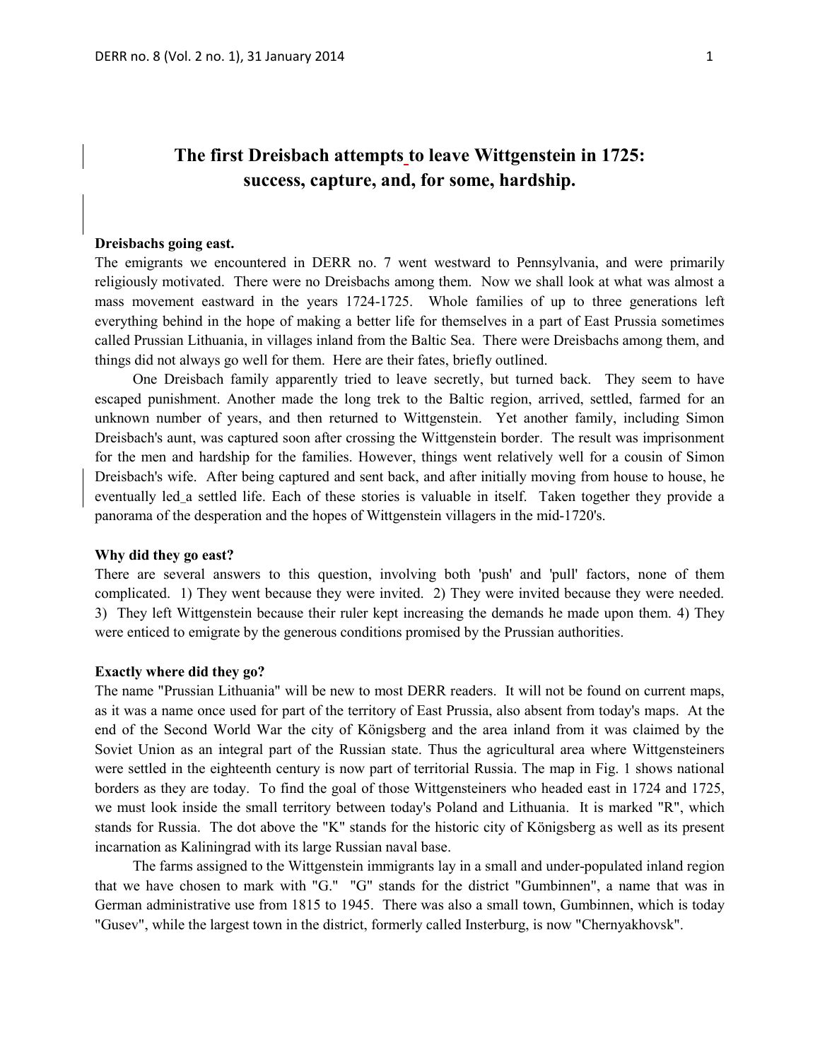# The first Dreisbach attempts to leave Wittgenstein in 1725: success, capture, and, for some, hardship.

**Dreisbachs going east.**

The emigrants we encountered in DERR no. 7 went westward to Pennsylvania, and were primarily religiously motivated. There were no Dreisbachs among them. Now we shall look at what was almost a mass movement eastward in the years 1724-1725. Whole families of up to three generations left everything behind in the hope of making a better life for themselves in a part of East Prussia sometimes called Prussian Lithuania, in villages inland from the Baltic Sea. There were Dreisbachs among them, and things did not always go well for them. Here are their fates, briefly outlined.

One Dreisbach family apparently tried to leave secretly, but turned back. They seem to have escaped punishment. Another made the long trek to the Baltic region, arrived, settled, farmed for an unknown number of years, and then returned to Wittgenstein. Yet another family, including Simon Dreisbach's aunt, was captured soon after crossing the Wittgenstein border. The result was imprisonment for the men and hardship for the families. However, things went relatively well for a cousin of Simon Dreisbach's wife. After being captured and sent back, and after initially moving from house to house, he eventually led a settled life. Each of these stories is valuable in itself. Taken together they provide a panorama of the desperation and the hopes of Wittgenstein villagers in the mid-1720's.

**Why did they go east?**

There are several answers to this question, involving both 'push' and 'pull' factors, none of them complicated. 1) They went because they were invited. 2) They were invited because they were needed. 3) They left Wittgenstein because their ruler kept increasing the demands he made upon them. 4) They were enticed to emigrate by the generous conditions promised by the Prussian authorities.

**Exactly where did they go?**

The name "Prussian Lithuania" will be new to most DERR readers. It will not be found on current maps, as it was a name once used for part of the territory of East Prussia, also absent from today's maps. At the end of the Second World War the city of Königsberg and the area inland from it was claimed by the Soviet Union as an integral part of the Russian state. Thus the agricultural area where Wittgensteiners were settled in the eighteenth century is now part of territorial Russia. The map in Fig. 1 shows national borders as they are today. To find the goal of those Wittgensteiners who headed east in 1724 and 1725, we must look inside the small territory between today's Poland and Lithuania. It is marked "R", which stands for Russia. The dot above the "K" stands for the historic city of Königsberg as well as its present incarnation as Kaliningrad with its large Russian naval base.

The farms assigned to the Wittgenstein immigrants lay in a small and under-populated inland region that we have chosen to mark with "G." "G" stands for the district "Gumbinnen", a name that was in German administrative use from 1815 to 1945. There was also a small town, Gumbinnen, which is today "Gusev", while the largest town in the district, formerly called Insterburg, is now "Chernyakhovsk".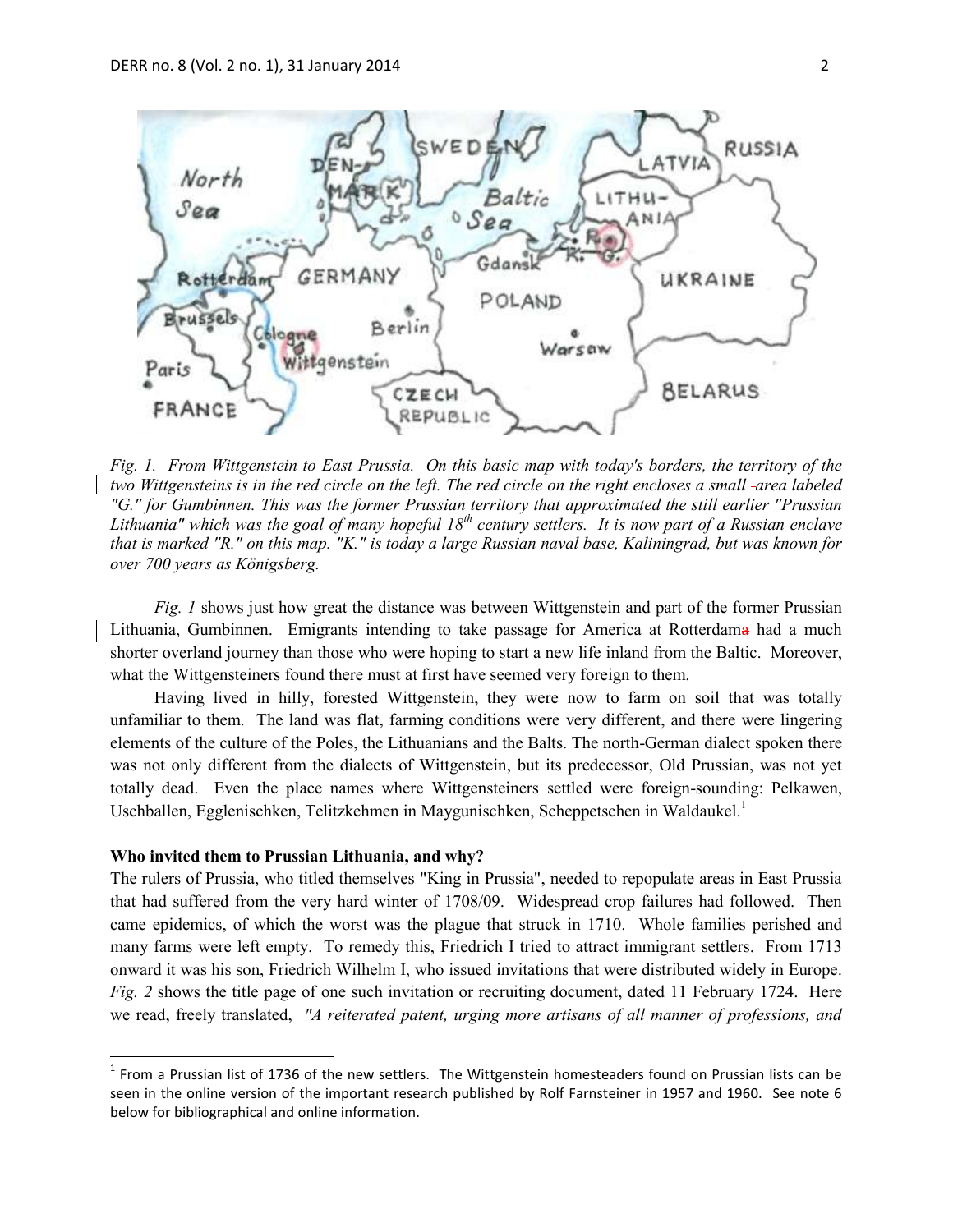*Fig. 1. From Wittgenstein to East Prussia. On this basic map with today's borders, the territory of the two Wittgensteins is in the red circle on the left. The red circle on the right encloses a small area labeled "G." for Gumbinnen. This was the former Prussian territory that approximated the still earlier "Prussian Lithuania" which was the goal of many hopeful 18th century settlers. It is now part of a Russian enclave that is marked "R." on this map. "K." is today a large Russian naval base, Kaliningrad, but was known for over 700 years as Königsberg.*

*Fig. 1* shows just how great the distance was between Wittgenstein and part of the former Prussian Lithuania, Gumbinnen. Emigrants intending to take passage for America at Rotterdam had a much shorter overland journey than those who were hoping to start a new life inland from the Baltic. Moreover, what the Wittgensteiners found there must at first have seemed very foreign to them.

Having lived in hilly, forested Wittgenstein, they were now to farm on soil that was totally unfamiliar to them. The land was flat, farming conditions were very different, and there were lingering elements of the culture of the Poles, the Lithuanians and the Balts. The north-German dialect spoken there was not only different from the dialects of Wittgenstein, but its predecessor, Old Prussian, was not yet totally dead. Even the place names where Wittgensteiners settled were foreign-sounding: Pelkawen, Uschballen, Egglenischken, Telitzkehmen in Maygunischken, Scheppetschen in Waldaukel.[1]

**Who invited them to Prussian Lithuania, and why?**

The rulers of Prussia, who titled themselves "King in Prussia", needed to repopulate areas in East Prussia that had suffered from the very hard winter of 1708/09. Widespread crop failures had followed. Then came epidemics, of which the worst was the plague that struck in 1710. Whole families perished and many farms were left empty. To remedy this, Friedrich I tried to attract immigrant settlers. From 1713 onward it was his son, Friedrich Wilhelm I, who issued invitations that were distributed widely in Europe. *Fig. 2* shows the title page of one such invitation or recruiting document, dated 11 February 1724. Here we read, freely translated, *"A reiterated patent, urging more artisans of all manner of professions, and*

[1] From a Prussian list of 1736 of the new settlers. The Wittgenstein homesteaders found on Prussian lists can be seen in the online version of the important research published by Rolf Farnsteiner in 1957 and 1960. See note 6 below for bibliographical and online information.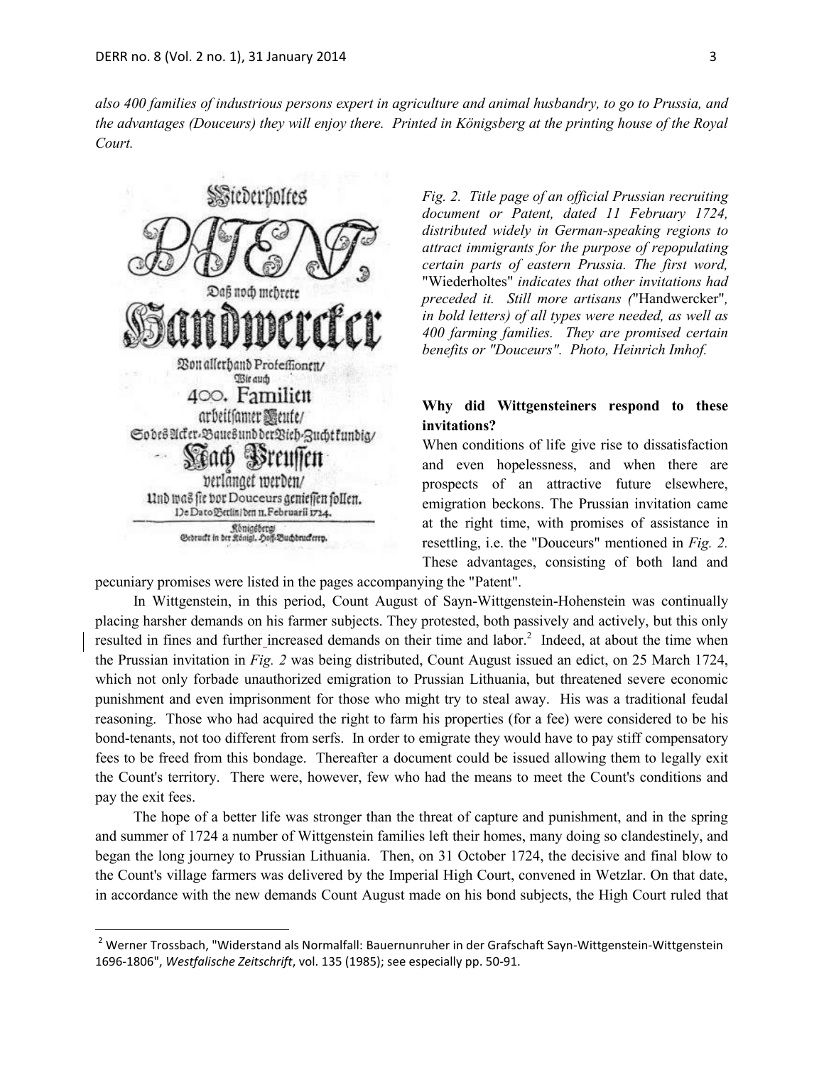*also 400 families of industrious persons expert in agriculture and animal husbandry, to go to Prussia, and the advantages (Douceurs) they will enjoy there. Printed in Königsberg at the printing house of the Royal Court.*

*Fig. 2. Title page of an official Prussian recruiting document or Patent, dated 11 February 1724, distributed widely in German-speaking regions to attract immigrants for the purpose of repopulating certain parts of eastern Prussia. The first word,* "Wiederholtes" *indicates that other invitations had preceded it. Still more artisans (*"Handwercker"*, in bold letters) of all types were needed, as well as 400 farming families. They are promised certain benefits or "Douceurs". Photo, Heinrich Imhof.*

**Why did Wittgensteiners respond to these invitations?**

When conditions of life give rise to dissatisfaction and even hopelessness, and when there are prospects of an attractive future elsewhere, emigration beckons. The Prussian invitation came at the right time, with promises of assistance in resettling, i.e. the "Douceurs" mentioned in *Fig. 2.* These advantages, consisting of both land and pecuniary promises were listed in the pages accompanying the "Patent".

In Wittgenstein, in this period, Count August of Sayn-Wittgenstein-Hohenstein was continually placing harsher demands on his farmer subjects. They protested, both passively and actively, but this only resulted in fines and further increased demands on their time and labor.[2] Indeed, at about the time when the Prussian invitation in *Fig. 2* was being distributed, Count August issued an edict, on 25 March 1724, which not only forbade unauthorized emigration to Prussian Lithuania, but threatened severe economic punishment and even imprisonment for those who might try to steal away. His was a traditional feudal reasoning. Those who had acquired the right to farm his properties (for a fee) were considered to be his bond-tenants, not too different from serfs. In order to emigrate they would have to pay stiff compensatory fees to be freed from this bondage. Thereafter a document could be issued allowing them to legally exit the Count's territory. There were, however, few who had the means to meet the Count's conditions and pay the exit fees.

The hope of a better life was stronger than the threat of capture and punishment, and in the spring and summer of 1724 a number of Wittgenstein families left their homes, many doing so clandestinely, and began the long journey to Prussian Lithuania. Then, on 31 October 1724, the decisive and final blow to the Count's village farmers was delivered by the Imperial High Court, convened in Wetzlar. On that date, in accordance with the new demands Count August made on his bond subjects, the High Court ruled that

[2] Werner Trossbach, "Widerstand als Normalfall: Bauernunruher in der Grafschaft Sayn-Wittgenstein-Wittgenstein 1696-1806", *Westfalische Zeitschrift*, vol. 135 (1985); see especially pp. 50-91.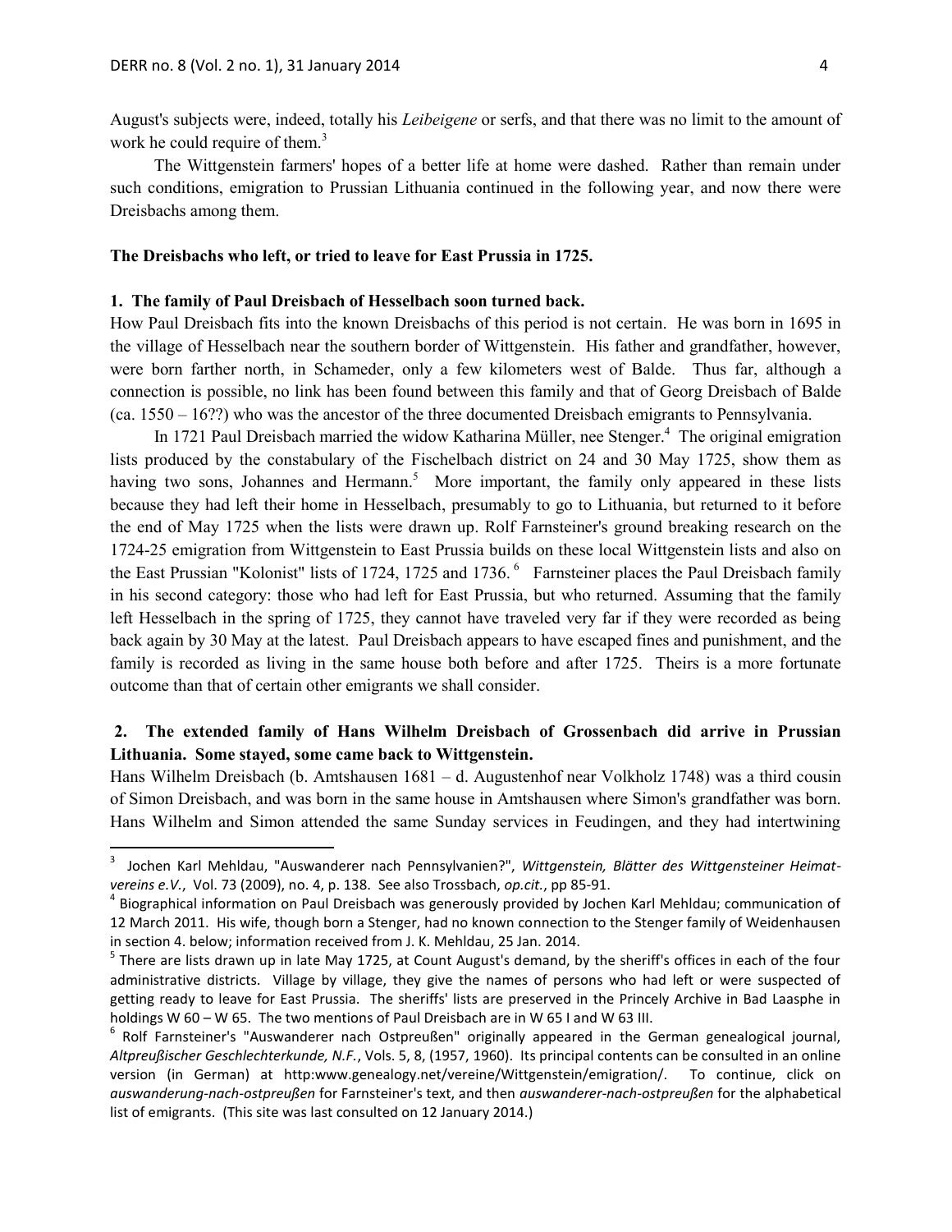August's subjects were, indeed, totally his *Leibeigene* or serfs, and that there was no limit to the amount of work he could require of them.[3]

The Wittgenstein farmers' hopes of a better life at home were dashed. Rather than remain under such conditions, emigration to Prussian Lithuania continued in the following year, and now there were Dreisbachs among them.

**The Dreisbachs who left, or tried to leave for East Prussia in 1725.**

**1. The family of Paul Dreisbach of Hesselbach soon turned back.**

How Paul Dreisbach fits into the known Dreisbachs of this period is not certain. He was born in 1695 in the village of Hesselbach near the southern border of Wittgenstein. His father and grandfather, however, were born farther north, in Schameder, only a few kilometers west of Balde. Thus far, although a connection is possible, no link has been found between this family and that of Georg Dreisbach of Balde (ca. 1550 – 16??) who was the ancestor of the three documented Dreisbach emigrants to Pennsylvania.

In 1721 Paul Dreisbach married the widow Katharina Müller, nee Stenger.[4] The original emigration lists produced by the constabulary of the Fischelbach district on 24 and 30 May 1725, show them as having two sons, Johannes and Hermann.[5] More important, the family only appeared in these lists because they had left their home in Hesselbach, presumably to go to Lithuania, but returned to it before the end of May 1725 when the lists were drawn up. Rolf Farnsteiner's ground breaking research on the 1724-25 emigration from Wittgenstein to East Prussia builds on these local Wittgenstein lists and also on the East Prussian "Kolonist" lists of 1724, 1725 and 1736.[6] Farnsteiner places the Paul Dreisbach family in his second category: those who had left for East Prussia, but who returned. Assuming that the family left Hesselbach in the spring of 1725, they cannot have traveled very far if they were recorded as being back again by 30 May at the latest. Paul Dreisbach appears to have escaped fines and punishment, and the family is recorded as living in the same house both before and after 1725. Theirs is a more fortunate outcome than that of certain other emigrants we shall consider.

**2. The extended family of Hans Wilhelm Dreisbach of Grossenbach did arrive in Prussian Lithuania. Some stayed, some came back to Wittgenstein.**

Hans Wilhelm Dreisbach (b. Amtshausen 1681 – d. Augustenhof near Volkholz 1748) was a third cousin of Simon Dreisbach, and was born in the same house in Amtshausen where Simon's grandfather was born. Hans Wilhelm and Simon attended the same Sunday services in Feudingen, and they had intertwining

---

[3] Jochen Karl Mehldau, "Auswanderer nach Pennsylvanien?", *Wittgenstein, Blätter des Wittgensteiner Heimat-vereins e.V.*, Vol. 73 (2009), no. 4, p. 138. See also Trossbach, *op.cit.*, pp 85-91.

[4] Biographical information on Paul Dreisbach was generously provided by Jochen Karl Mehldau; communication of 12 March 2011. His wife, though born a Stenger, had no known connection to the Stenger family of Weidenhausen in section 4. below; information received from J. K. Mehldau, 25 Jan. 2014.

[5] There are lists drawn up in late May 1725, at Count August's demand, by the sheriff's offices in each of the four administrative districts. Village by village, they give the names of persons who had left or were suspected of getting ready to leave for East Prussia. The sheriffs' lists are preserved in the Princely Archive in Bad Laasphe in holdings W 60 – W 65. The two mentions of Paul Dreisbach are in W 65 I and W 63 III.

[6] Rolf Farnsteiner's "Auswanderer nach Ostpreußen" originally appeared in the German genealogical journal, *Altpreußischer Geschlechterkunde, N.F.*, Vols. 5, 8, (1957, 1960). Its principal contents can be consulted in an online version (in German) at http:www.genealogy.net/vereine/Wittgenstein/emigration/. To continue, click on *auswanderung-nach-ostpreußen* for Farnsteiner's text, and then *auswanderer-nach-ostpreußen* for the alphabetical list of emigrants. (This site was last consulted on 12 January 2014.)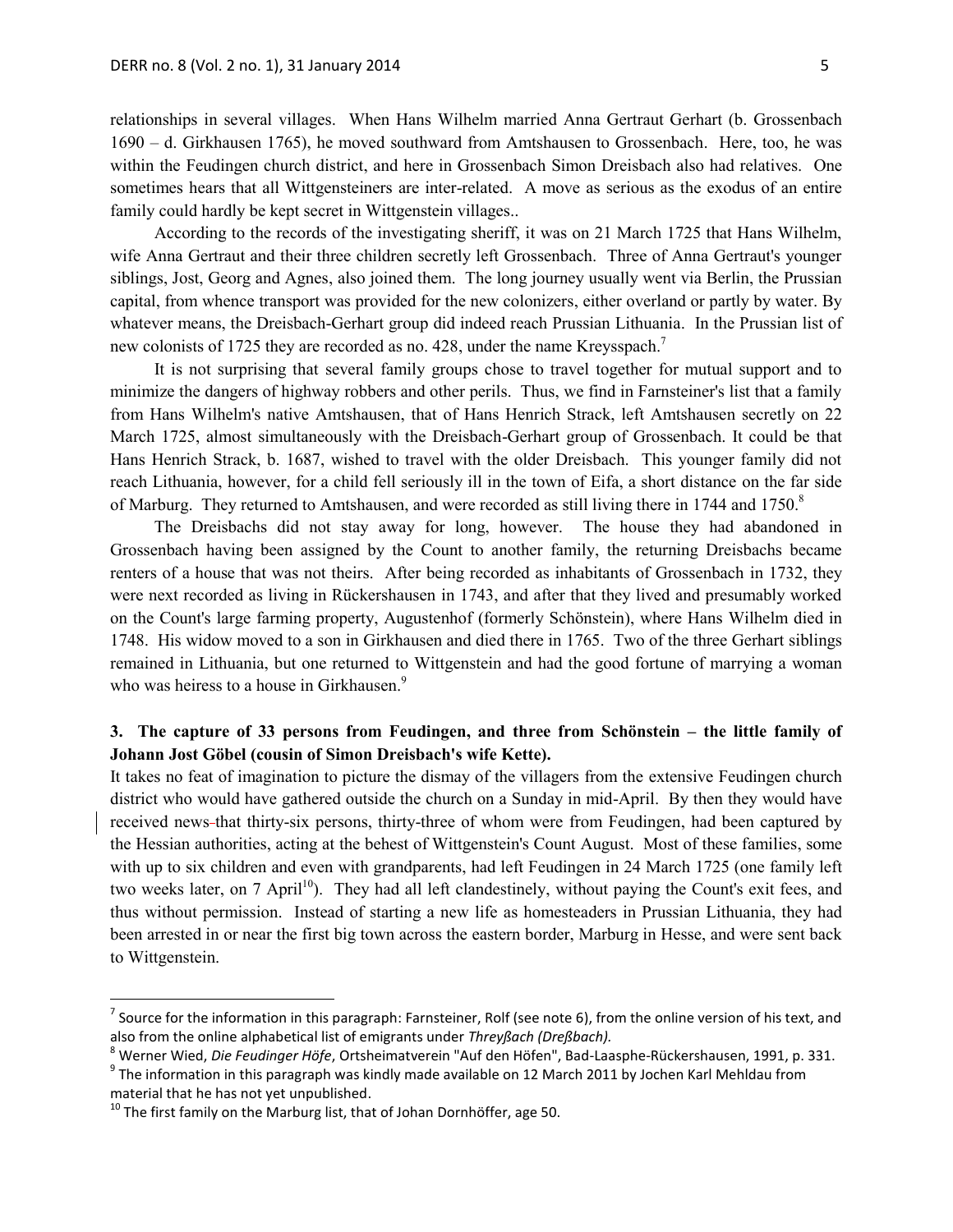relationships in several villages. When Hans Wilhelm married Anna Gertraut Gerhart (b. Grossenbach 1690 – d. Girkhausen 1765), he moved southward from Amtshausen to Grossenbach. Here, too, he was within the Feudingen church district, and here in Grossenbach Simon Dreisbach also had relatives. One sometimes hears that all Wittgensteiners are inter-related. A move as serious as the exodus of an entire family could hardly be kept secret in Wittgenstein villages..

According to the records of the investigating sheriff, it was on 21 March 1725 that Hans Wilhelm, wife Anna Gertraut and their three children secretly left Grossenbach. Three of Anna Gertraut's younger siblings, Jost, Georg and Agnes, also joined them. The long journey usually went via Berlin, the Prussian capital, from whence transport was provided for the new colonizers, either overland or partly by water. By whatever means, the Dreisbach-Gerhart group did indeed reach Prussian Lithuania. In the Prussian list of new colonists of 1725 they are recorded as no. 428, under the name Kreysspach.[7]

It is not surprising that several family groups chose to travel together for mutual support and to minimize the dangers of highway robbers and other perils. Thus, we find in Farnsteiner's list that a family from Hans Wilhelm's native Amtshausen, that of Hans Henrich Strack, left Amtshausen secretly on 22 March 1725, almost simultaneously with the Dreisbach-Gerhart group of Grossenbach. It could be that Hans Henrich Strack, b. 1687, wished to travel with the older Dreisbach. This younger family did not reach Lithuania, however, for a child fell seriously ill in the town of Eifa, a short distance on the far side of Marburg. They returned to Amtshausen, and were recorded as still living there in 1744 and 1750.[8]

The Dreisbachs did not stay away for long, however. The house they had abandoned in Grossenbach having been assigned by the Count to another family, the returning Dreisbachs became renters of a house that was not theirs. After being recorded as inhabitants of Grossenbach in 1732, they were next recorded as living in Rückershausen in 1743, and after that they lived and presumably worked on the Count's large farming property, Augustenhof (formerly Schönstein), where Hans Wilhelm died in 1748. His widow moved to a son in Girkhausen and died there in 1765. Two of the three Gerhart siblings remained in Lithuania, but one returned to Wittgenstein and had the good fortune of marrying a woman who was heiress to a house in Girkhausen.[9]

### 3. The capture of 33 persons from Feudingen, and three from Schönstein – the little family of Johann Jost Göbel (cousin of Simon Dreisbach's wife Kette).

It takes no feat of imagination to picture the dismay of the villagers from the extensive Feudingen church district who would have gathered outside the church on a Sunday in mid-April. By then they would have received news that thirty-six persons, thirty-three of whom were from Feudingen, had been captured by the Hessian authorities, acting at the behest of Wittgenstein's Count August. Most of these families, some with up to six children and even with grandparents, had left Feudingen in 24 March 1725 (one family left two weeks later, on 7 April[10]). They had all left clandestinely, without paying the Count's exit fees, and thus without permission. Instead of starting a new life as homesteaders in Prussian Lithuania, they had been arrested in or near the first big town across the eastern border, Marburg in Hesse, and were sent back to Wittgenstein.

---

[7] Source for the information in this paragraph: Farnsteiner, Rolf (see note 6), from the online version of his text, and also from the online alphabetical list of emigrants under *Threyßach (Dreßbach).*

[8] Werner Wied, *Die Feudinger Höfe*, Ortsheimatverein "Auf den Höfen", Bad-Laasphe-Rückershausen, 1991, p. 331.

[9] The information in this paragraph was kindly made available on 12 March 2011 by Jochen Karl Mehldau from material that he has not yet unpublished.

[10] The first family on the Marburg list, that of Johan Dornhöffer, age 50.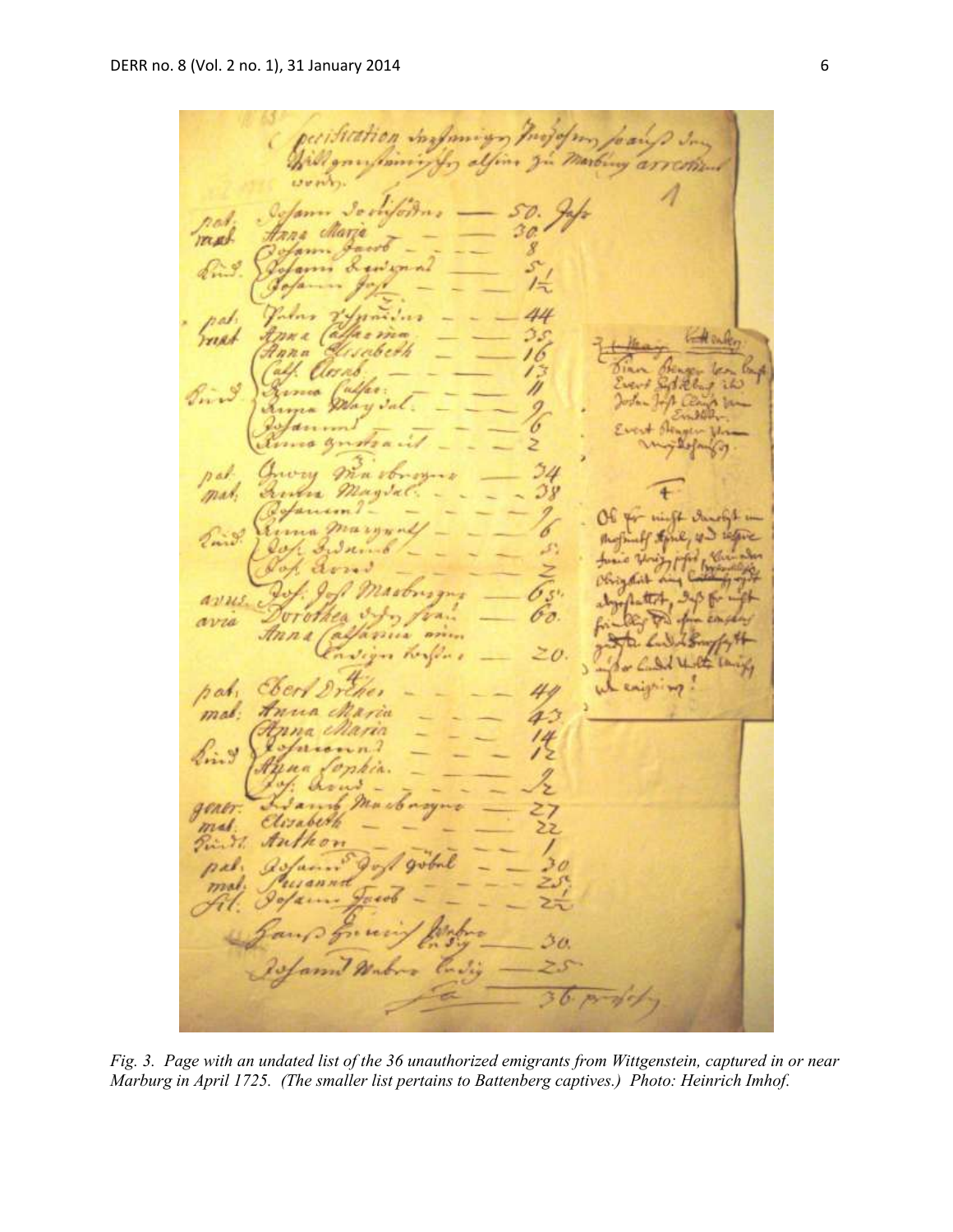*Fig. 3. Page with an undated list of the 36 unauthorized emigrants from Wittgenstein, captured in or near Marburg in April 1725. (The smaller list pertains to Battenberg captives.) Photo: Heinrich Imhof.*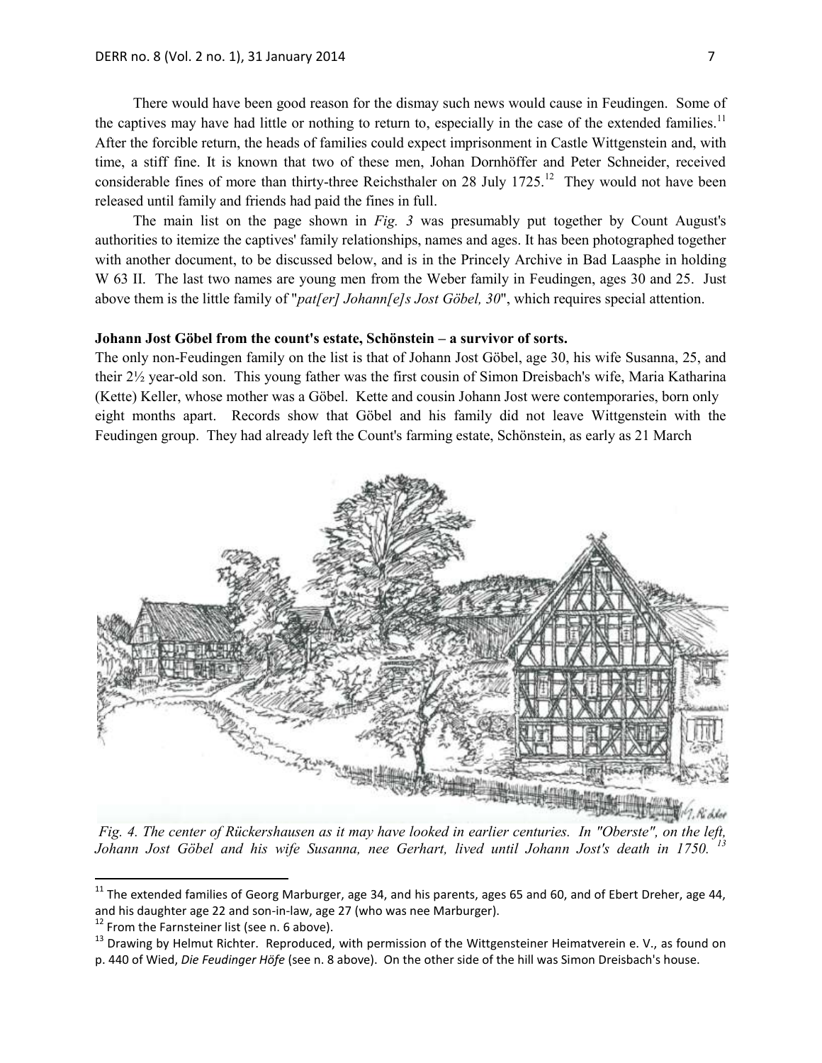There would have been good reason for the dismay such news would cause in Feudingen. Some of the captives may have had little or nothing to return to, especially in the case of the extended families.[11] After the forcible return, the heads of families could expect imprisonment in Castle Wittgenstein and, with time, a stiff fine. It is known that two of these men, Johan Dornhöffer and Peter Schneider, received considerable fines of more than thirty-three Reichsthaler on 28 July 1725.[12] They would not have been released until family and friends had paid the fines in full.

The main list on the page shown in *Fig. 3* was presumably put together by Count August's authorities to itemize the captives' family relationships, names and ages. It has been photographed together with another document, to be discussed below, and is in the Princely Archive in Bad Laasphe in holding W 63 II. The last two names are young men from the Weber family in Feudingen, ages 30 and 25. Just above them is the little family of "*pat[er] Johann[e]s Jost Göbel, 30*", which requires special attention.

**Johann Jost Göbel from the count's estate, Schönstein – a survivor of sorts.**

The only non-Feudingen family on the list is that of Johann Jost Göbel, age 30, his wife Susanna, 25, and their 2½ year-old son. This young father was the first cousin of Simon Dreisbach's wife, Maria Katharina (Kette) Keller, whose mother was a Göbel. Kette and cousin Johann Jost were contemporaries, born only eight months apart. Records show that Göbel and his family did not leave Wittgenstein with the Feudingen group. They had already left the Count's farming estate, Schönstein, as early as 21 March

*Fig. 4. The center of Rückershausen as it may have looked in earlier centuries. In "Oberste", on the left, Johann Jost Göbel and his wife Susanna, nee Gerhart, lived until Johann Jost's death in 1750.* [13]

---

[11] The extended families of Georg Marburger, age 34, and his parents, ages 65 and 60, and of Ebert Dreher, age 44, and his daughter age 22 and son-in-law, age 27 (who was nee Marburger).

[12] From the Farnsteiner list (see n. 6 above).

[13] Drawing by Helmut Richter. Reproduced, with permission of the Wittgensteiner Heimatverein e. V., as found on p. 440 of Wied, *Die Feudinger Höfe* (see n. 8 above). On the other side of the hill was Simon Dreisbach's house.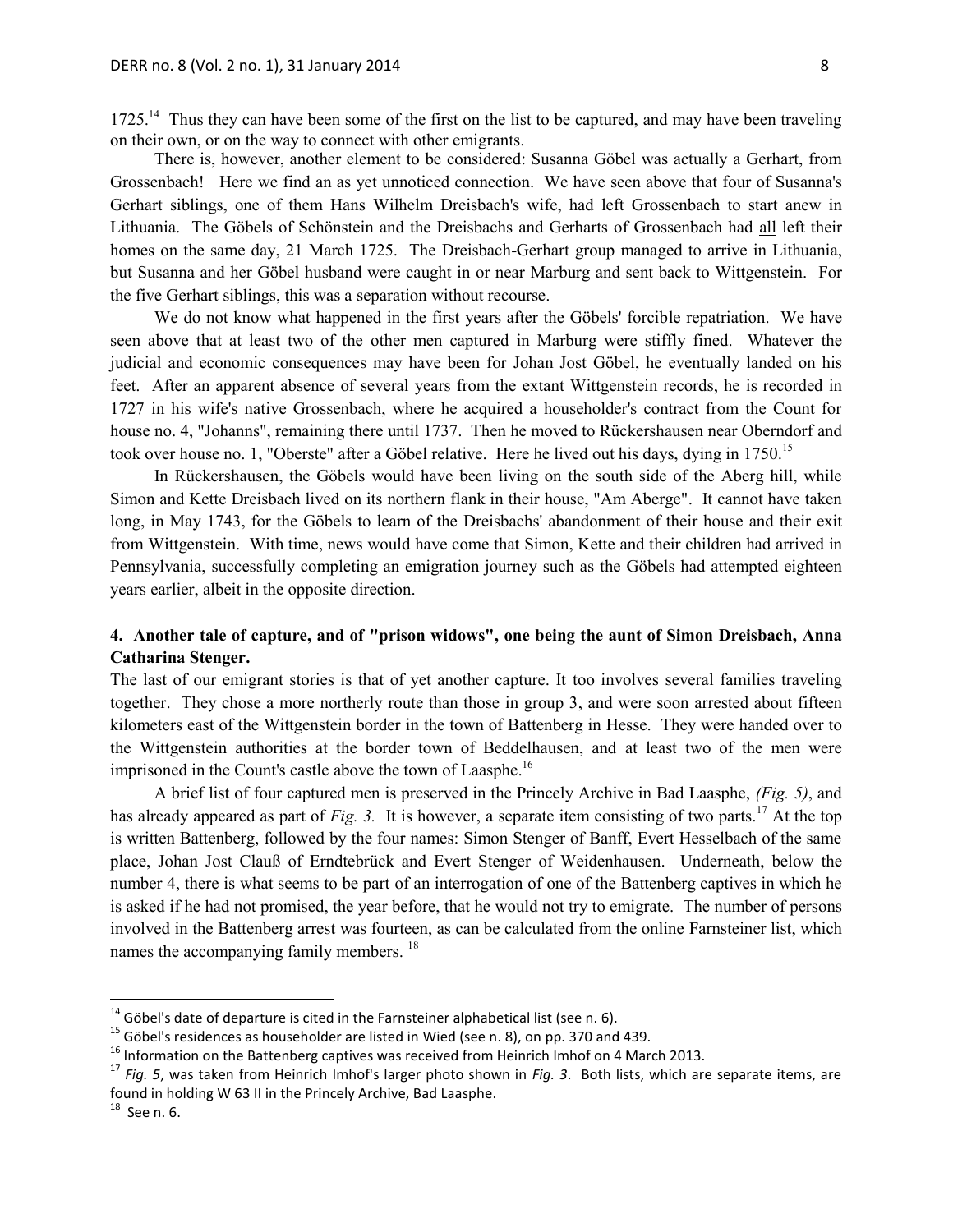1725.[14] Thus they can have been some of the first on the list to be captured, and may have been traveling on their own, or on the way to connect with other emigrants.

There is, however, another element to be considered: Susanna Göbel was actually a Gerhart, from Grossenbach! Here we find an as yet unnoticed connection. We have seen above that four of Susanna's Gerhart siblings, one of them Hans Wilhelm Dreisbach's wife, had left Grossenbach to start anew in Lithuania. The Göbels of Schönstein and the Dreisbachs and Gerharts of Grossenbach had all left their homes on the same day, 21 March 1725. The Dreisbach-Gerhart group managed to arrive in Lithuania, but Susanna and her Göbel husband were caught in or near Marburg and sent back to Wittgenstein. For the five Gerhart siblings, this was a separation without recourse.

We do not know what happened in the first years after the Göbels' forcible repatriation. We have seen above that at least two of the other men captured in Marburg were stiffly fined. Whatever the judicial and economic consequences may have been for Johan Jost Göbel, he eventually landed on his feet. After an apparent absence of several years from the extant Wittgenstein records, he is recorded in 1727 in his wife's native Grossenbach, where he acquired a householder's contract from the Count for house no. 4, "Johanns", remaining there until 1737. Then he moved to Rückershausen near Oberndorf and took over house no. 1, "Oberste" after a Göbel relative. Here he lived out his days, dying in 1750.[15]

In Rückershausen, the Göbels would have been living on the south side of the Aberg hill, while Simon and Kette Dreisbach lived on its northern flank in their house, "Am Aberge". It cannot have taken long, in May 1743, for the Göbels to learn of the Dreisbachs' abandonment of their house and their exit from Wittgenstein. With time, news would have come that Simon, Kette and their children had arrived in Pennsylvania, successfully completing an emigration journey such as the Göbels had attempted eighteen years earlier, albeit in the opposite direction.

## 4. Another tale of capture, and of "prison widows", one being the aunt of Simon Dreisbach, Anna Catharina Stenger.

The last of our emigrant stories is that of yet another capture. It too involves several families traveling together. They chose a more northerly route than those in group 3, and were soon arrested about fifteen kilometers east of the Wittgenstein border in the town of Battenberg in Hesse. They were handed over to the Wittgenstein authorities at the border town of Beddelhausen, and at least two of the men were imprisoned in the Count's castle above the town of Laasphe.[16]

A brief list of four captured men is preserved in the Princely Archive in Bad Laasphe, *(Fig. 5)*, and has already appeared as part of *Fig. 3.* It is however, a separate item consisting of two parts.[17] At the top is written Battenberg, followed by the four names: Simon Stenger of Banff, Evert Hesselbach of the same place, Johan Jost Clauß of Erndtebrück and Evert Stenger of Weidenhausen. Underneath, below the number 4, there is what seems to be part of an interrogation of one of the Battenberg captives in which he is asked if he had not promised, the year before, that he would not try to emigrate. The number of persons involved in the Battenberg arrest was fourteen, as can be calculated from the online Farnsteiner list, which names the accompanying family members.[18]

---

[14] Göbel's date of departure is cited in the Farnsteiner alphabetical list (see n. 6).

[15] Göbel's residences as householder are listed in Wied (see n. 8), on pp. 370 and 439.

[16] Information on the Battenberg captives was received from Heinrich Imhof on 4 March 2013.

[17] *Fig. 5*, was taken from Heinrich Imhof's larger photo shown in *Fig. 3*. Both lists, which are separate items, are found in holding W 63 II in the Princely Archive, Bad Laasphe.

[18] See n. 6.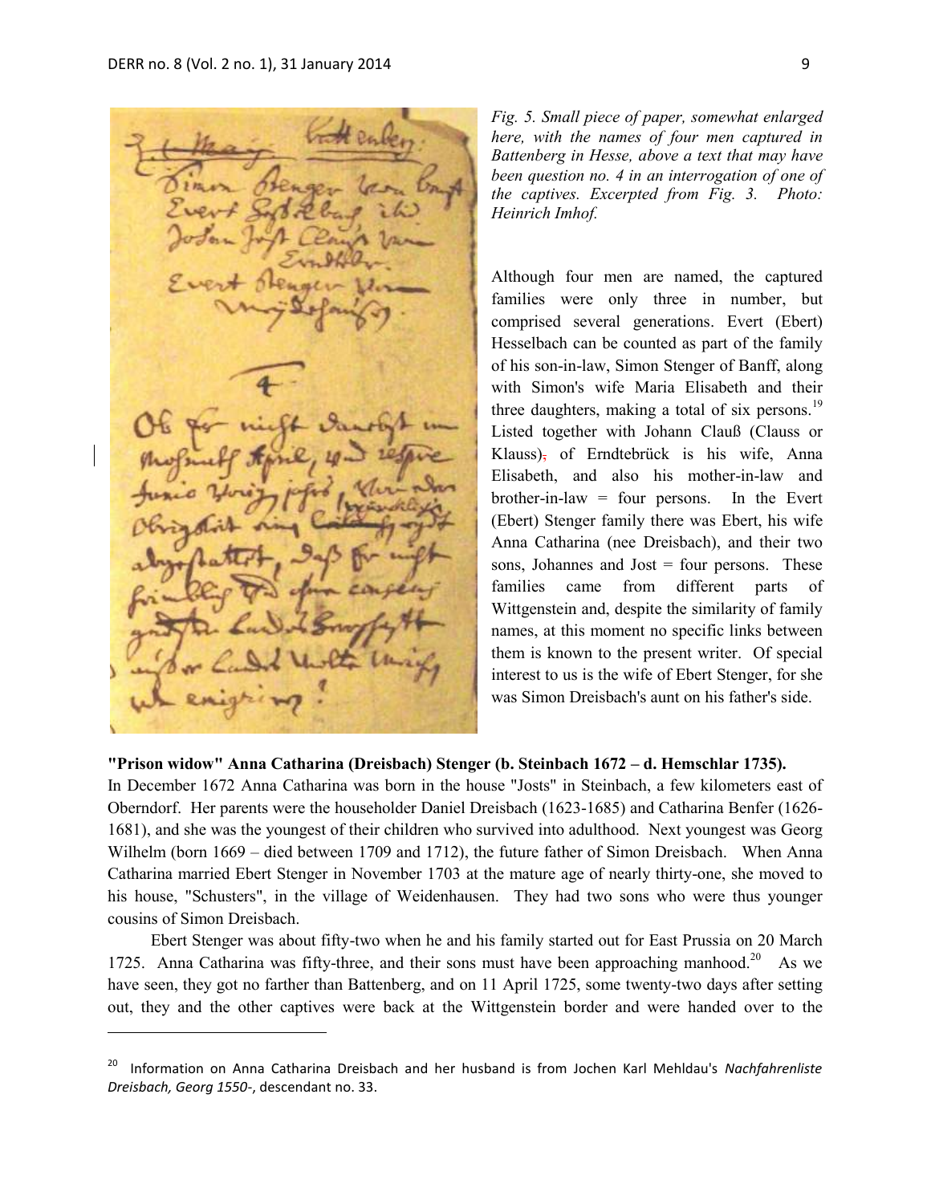*Fig. 5. Small piece of paper, somewhat enlarged here, with the names of four men captured in Battenberg in Hesse, above a text that may have been question no. 4 in an interrogation of one of the captives. Excerpted from Fig. 3. Photo: Heinrich Imhof.*

Although four men are named, the captured families were only three in number, but comprised several generations. Evert (Ebert) Hesselbach can be counted as part of the family of his son-in-law, Simon Stenger of Banff, along with Simon's wife Maria Elisabeth and their three daughters, making a total of six persons.[19] Listed together with Johann Clauß (Clauss or Klauss), of Erndtebrück is his wife, Anna Elisabeth, and also his mother-in-law and brother-in-law = four persons. In the Evert (Ebert) Stenger family there was Ebert, his wife Anna Catharina (nee Dreisbach), and their two sons, Johannes and Jost = four persons. These families came from different parts of Wittgenstein and, despite the similarity of family names, at this moment no specific links between them is known to the present writer. Of special interest to us is the wife of Ebert Stenger, for she was Simon Dreisbach's aunt on his father's side.

**"Prison widow" Anna Catharina (Dreisbach) Stenger (b. Steinbach 1672 – d. Hemschlar 1735).**

In December 1672 Anna Catharina was born in the house "Josts" in Steinbach, a few kilometers east of Oberndorf. Her parents were the householder Daniel Dreisbach (1623-1685) and Catharina Benfer (1626-1681), and she was the youngest of their children who survived into adulthood. Next youngest was Georg Wilhelm (born 1669 – died between 1709 and 1712), the future father of Simon Dreisbach. When Anna Catharina married Ebert Stenger in November 1703 at the mature age of nearly thirty-one, she moved to his house, "Schusters", in the village of Weidenhausen. They had two sons who were thus younger cousins of Simon Dreisbach.

Ebert Stenger was about fifty-two when he and his family started out for East Prussia on 20 March 1725. Anna Catharina was fifty-three, and their sons must have been approaching manhood.[20] As we have seen, they got no farther than Battenberg, and on 11 April 1725, some twenty-two days after setting out, they and the other captives were back at the Wittgenstein border and were handed over to the

[20] Information on Anna Catharina Dreisbach and her husband is from Jochen Karl Mehldau's *Nachfahrenliste Dreisbach, Georg 1550-*, descendant no. 33.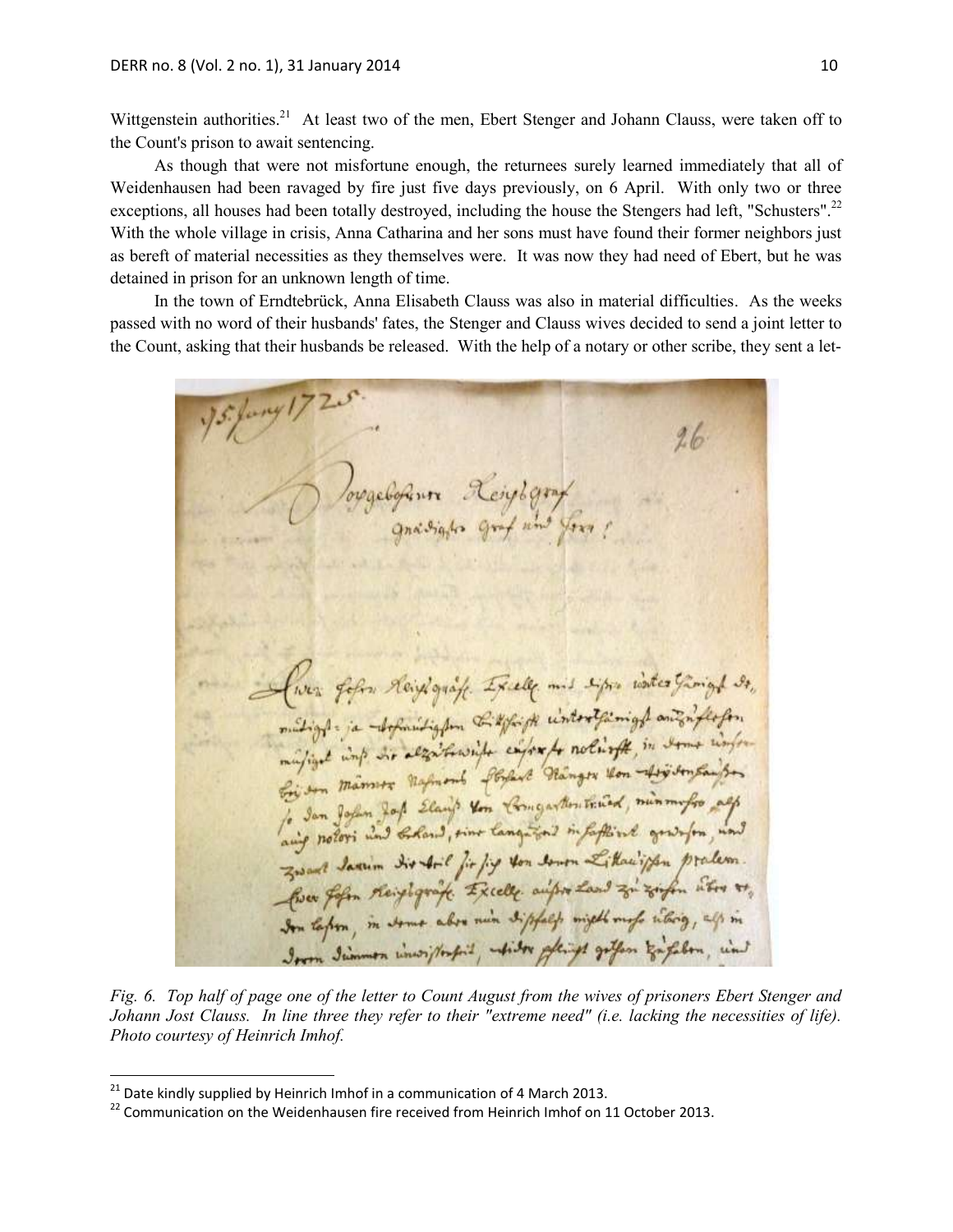Wittgenstein authorities.[21] At least two of the men, Ebert Stenger and Johann Clauss, were taken off to the Count's prison to await sentencing.

As though that were not misfortune enough, the returnees surely learned immediately that all of Weidenhausen had been ravaged by fire just five days previously, on 6 April. With only two or three exceptions, all houses had been totally destroyed, including the house the Stengers had left, "Schusters".[22] With the whole village in crisis, Anna Catharina and her sons must have found their former neighbors just as bereft of material necessities as they themselves were. It was now they had need of Ebert, but he was detained in prison for an unknown length of time.

In the town of Erndtebrück, Anna Elisabeth Clauss was also in material difficulties. As the weeks passed with no word of their husbands' fates, the Stenger and Clauss wives decided to send a joint letter to the Count, asking that their husbands be released. With the help of a notary or other scribe, they sent a let-

*Fig. 6. Top half of page one of the letter to Count August from the wives of prisoners Ebert Stenger and Johann Jost Clauss. In line three they refer to their "extreme need" (i.e. lacking the necessities of life). Photo courtesy of Heinrich Imhof.*

---

[21] Date kindly supplied by Heinrich Imhof in a communication of 4 March 2013.

[22] Communication on the Weidenhausen fire received from Heinrich Imhof on 11 October 2013.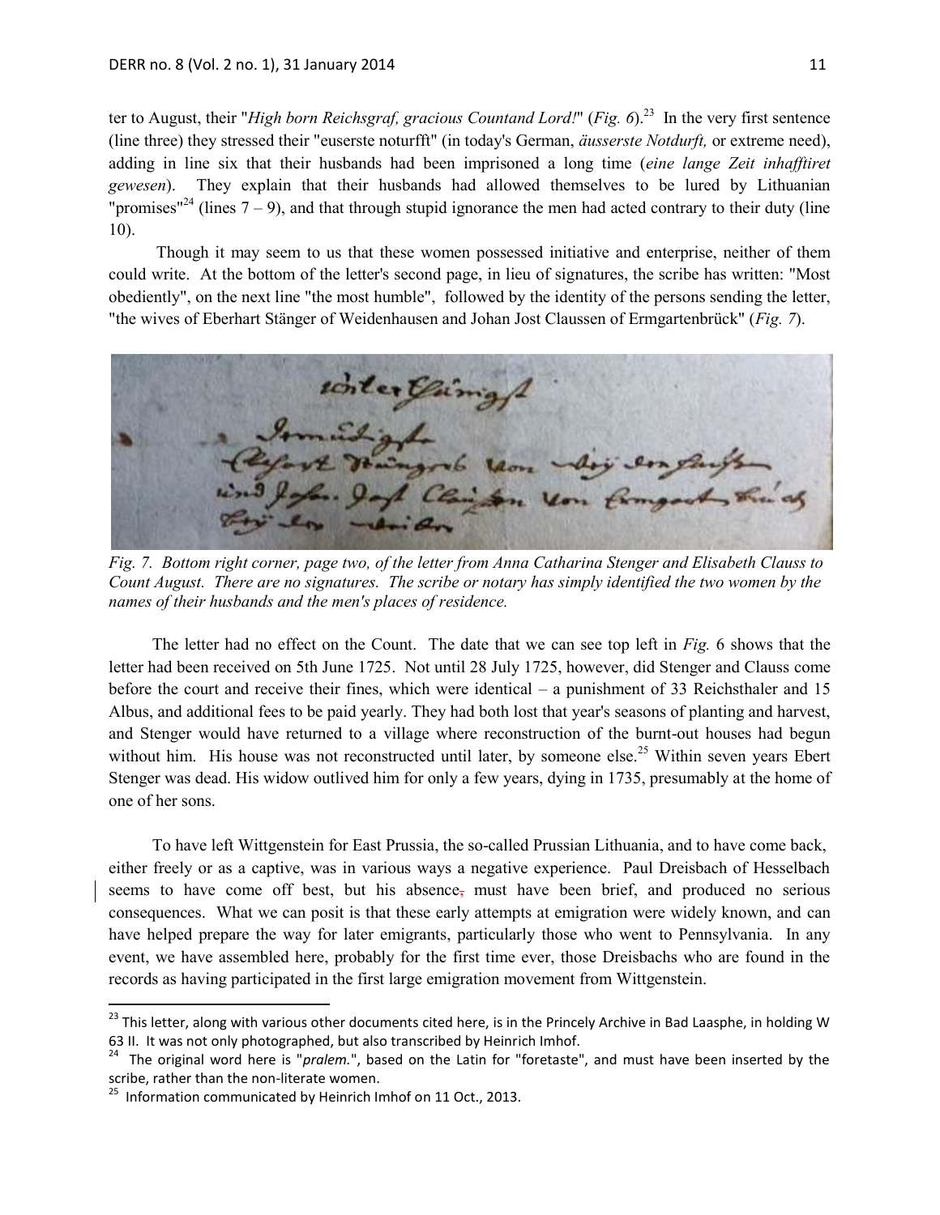ter to August, their "*High born Reichsgraf, gracious Countand Lord!*" (*Fig. 6*).[23] In the very first sentence (line three) they stressed their "euserste noturfft" (in today's German, *äusserste Notdurft,* or extreme need), adding in line six that their husbands had been imprisoned a long time (*eine lange Zeit inhafftiret gewesen*). They explain that their husbands had allowed themselves to be lured by Lithuanian "promises"[24] (lines 7 – 9), and that through stupid ignorance the men had acted contrary to their duty (line 10).

Though it may seem to us that these women possessed initiative and enterprise, neither of them could write. At the bottom of the letter's second page, in lieu of signatures, the scribe has written: "Most obediently", on the next line "the most humble", followed by the identity of the persons sending the letter, "the wives of Eberhart Stänger of Weidenhausen and Johan Jost Claussen of Ermgartenbrück" (*Fig. 7*).

*Fig. 7. Bottom right corner, page two, of the letter from Anna Catharina Stenger and Elisabeth Clauss to Count August. There are no signatures. The scribe or notary has simply identified the two women by the names of their husbands and the men's places of residence.*

The letter had no effect on the Count. The date that we can see top left in *Fig.* 6 shows that the letter had been received on 5th June 1725. Not until 28 July 1725, however, did Stenger and Clauss come before the court and receive their fines, which were identical – a punishment of 33 Reichsthaler and 15 Albus, and additional fees to be paid yearly. They had both lost that year's seasons of planting and harvest, and Stenger would have returned to a village where reconstruction of the burnt-out houses had begun without him. His house was not reconstructed until later, by someone else.[25] Within seven years Ebert Stenger was dead. His widow outlived him for only a few years, dying in 1735, presumably at the home of one of her sons.

To have left Wittgenstein for East Prussia, the so-called Prussian Lithuania, and to have come back, either freely or as a captive, was in various ways a negative experience. Paul Dreisbach of Hesselbach seems to have come off best, but his absence, must have been brief, and produced no serious consequences. What we can posit is that these early attempts at emigration were widely known, and can have helped prepare the way for later emigrants, particularly those who went to Pennsylvania. In any event, we have assembled here, probably for the first time ever, those Dreisbachs who are found in the records as having participated in the first large emigration movement from Wittgenstein.

---

[23] This letter, along with various other documents cited here, is in the Princely Archive in Bad Laasphe, in holding W 63 II. It was not only photographed, but also transcribed by Heinrich Imhof.

[24] The original word here is "*pralem.*", based on the Latin for "foretaste", and must have been inserted by the scribe, rather than the non-literate women.

[25] Information communicated by Heinrich Imhof on 11 Oct., 2013.